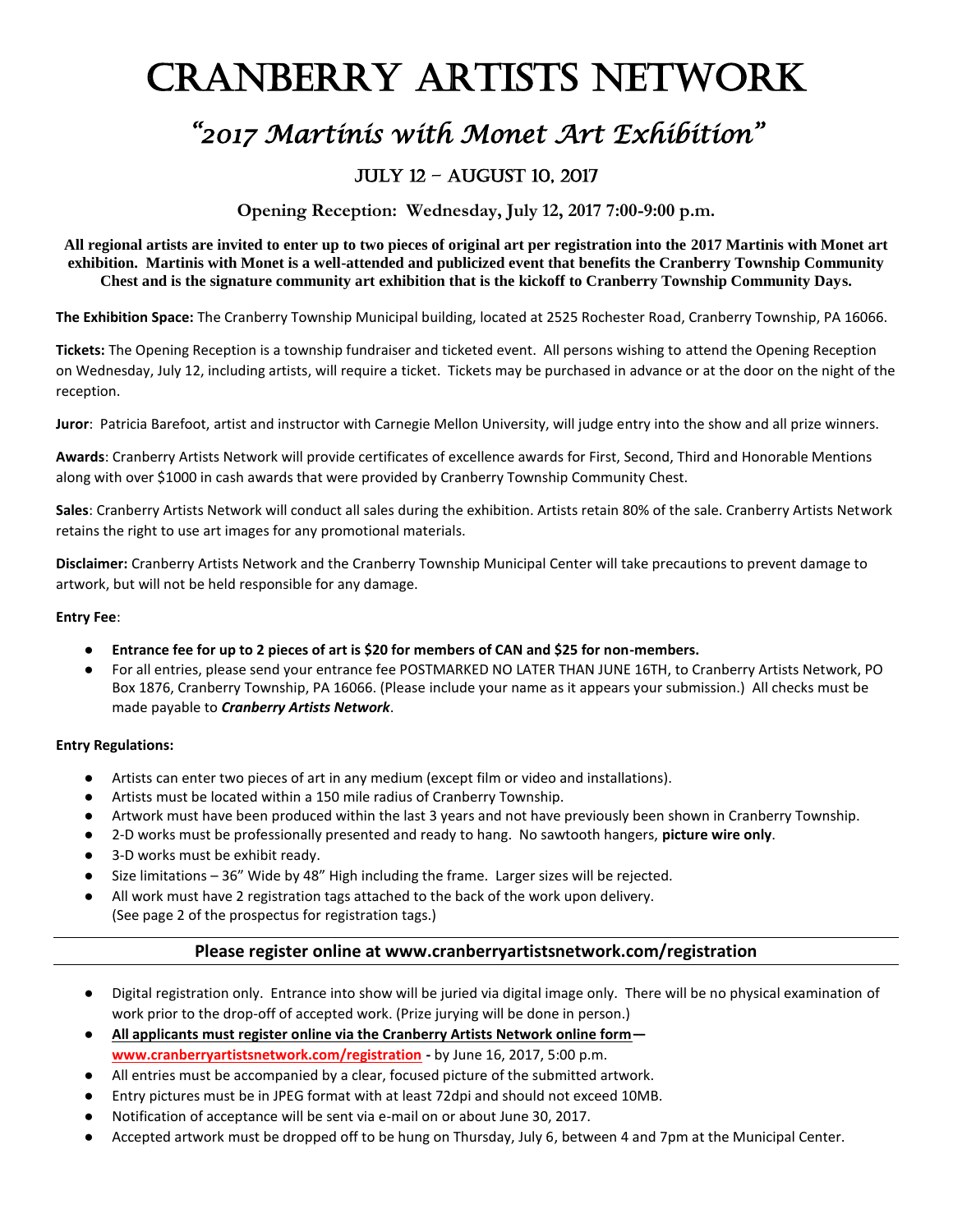# CRANBERRY ARTISTS NETWORK

## *"2017 Martinis with Monet Art Exhibition"*

### JULY 12 – AUGUST 10, 2017

**Opening Reception: Wednesday, July 12, 2017 7:00-9:00 p.m.**

**All regional artists are invited to enter up to two pieces of original art per registration into the 2017 Martinis with Monet art exhibition. Martinis with Monet is a well-attended and publicized event that benefits the Cranberry Township Community Chest and is the signature community art exhibition that is the kickoff to Cranberry Township Community Days.**

**The Exhibition Space:** The Cranberry Township Municipal building, located at 2525 Rochester Road, Cranberry Township, PA 16066.

**Tickets:** The Opening Reception is a township fundraiser and ticketed event. All persons wishing to attend the Opening Reception on Wednesday, July 12, including artists, will require a ticket. Tickets may be purchased in advance or at the door on the night of the reception.

**Juror**: Patricia Barefoot, artist and instructor with Carnegie Mellon University, will judge entry into the show and all prize winners.

**Awards**: Cranberry Artists Network will provide certificates of excellence awards for First, Second, Third and Honorable Mentions along with over $1000 in cash awards that were provided by Cranberry Township Community Chest.

**Sales**: Cranberry Artists Network will conduct all sales during the exhibition. Artists retain 80% of the sale. Cranberry Artists Network retains the right to use art images for any promotional materials.

**Disclaimer:** Cranberry Artists Network and the Cranberry Township Municipal Center will take precautions to prevent damage to artwork, but will not be held responsible for any damage.

**Entry Fee**:

- **Entrance fee for up to 2 pieces of art is $20 for members of CAN and $25 for non-members.**
- For all entries, please send your entrance fee POSTMARKED NO LATER THAN JUNE 16TH, to Cranberry Artists Network, PO Box 1876, Cranberry Township, PA 16066. (Please include your name as it appears your submission.) All checks must be made payable to ***Cranberry Artists Network***.

**Entry Regulations:**

- Artists can enter two pieces of art in any medium (except film or video and installations).
- Artists must be located within a 150 mile radius of Cranberry Township.
- Artwork must have been produced within the last 3 years and not have previously been shown in Cranberry Township.
- 2-D works must be professionally presented and ready to hang. No sawtooth hangers, **picture wire only**.
- 3-D works must be exhibit ready.
- Size limitations – 36" Wide by 48" High including the frame. Larger sizes will be rejected.
- All work must have 2 registration tags attached to the back of the work upon delivery. (See page 2 of the prospectus for registration tags.)

---

**Please register online at www.cranberryartistsnetwork.com/registration**

---

- Digital registration only. Entrance into show will be juried via digital image only. There will be no physical examination of work prior to the drop-off of accepted work. (Prize jurying will be done in person.)
- **All applicants must register online via the Cranberry Artists Network online form— www.cranberryartistsnetwork.com/registration** - by June 16, 2017, 5:00 p.m.
- All entries must be accompanied by a clear, focused picture of the submitted artwork.
- Entry pictures must be in JPEG format with at least 72dpi and should not exceed 10MB.
- Notification of acceptance will be sent via e-mail on or about June 30, 2017.
- Accepted artwork must be dropped off to be hung on Thursday, July 6, between 4 and 7pm at the Municipal Center.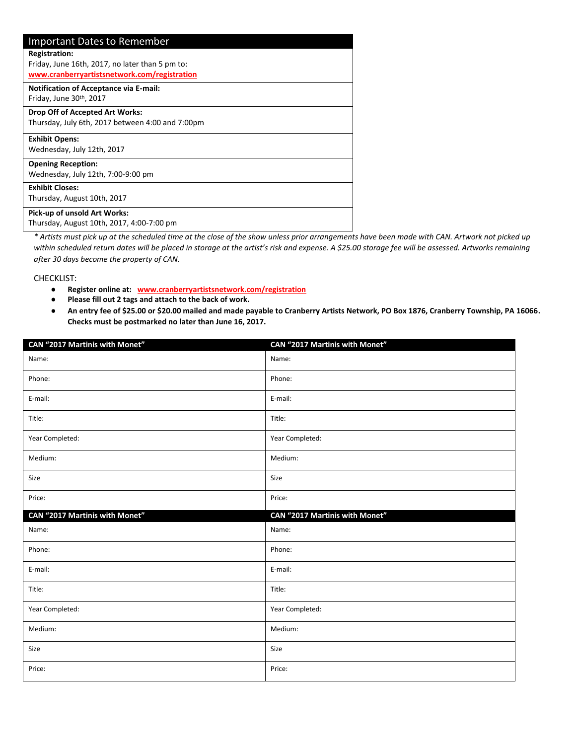| Important Dates to Remember |
|---|
| **Registration:**<br>Friday, June 16th, 2017, no later than 5 pm to:<br>**www.cranberryartistsnetwork.com/registration** |
| **Notification of Acceptance via E-mail:**<br>Friday, June 30th, 2017 |
| **Drop Off of Accepted Art Works:**<br>Thursday, July 6th, 2017 between 4:00 and 7:00pm |
| **Exhibit Opens:**<br>Wednesday, July 12th, 2017 |
| **Opening Reception:**<br>Wednesday, July 12th, 7:00-9:00 pm |
| **Exhibit Closes:**<br>Thursday, August 10th, 2017 |
| **Pick-up of unsold Art Works:**<br>Thursday, August 10th, 2017, 4:00-7:00 pm |

*\* Artists must pick up at the scheduled time at the close of the show unless prior arrangements have been made with CAN. Artwork not picked up within scheduled return dates will be placed in storage at the artist's risk and expense. A $25.00 storage fee will be assessed. Artworks remaining after 30 days become the property of CAN.*

CHECKLIST:

- **Register online at: www.cranberryartistsnetwork.com/registration**
- **Please fill out 2 tags and attach to the back of work.**
- **An entry fee of $25.00 or $20.00 mailed and made payable to Cranberry Artists Network, PO Box 1876, Cranberry Township, PA 16066. Checks must be postmarked no later than June 16, 2017.**

| CAN "2017 Martinis with Monet" | CAN "2017 Martinis with Monet" |
|---|---|
| Name: | Name: |
| Phone: | Phone: |
| E-mail: | E-mail: |
| Title: | Title: |
| Year Completed: | Year Completed: |
| Medium: | Medium: |
| Size | Size |
| Price: | Price: |

| CAN "2017 Martinis with Monet" | CAN "2017 Martinis with Monet" |
|---|---|
| Name: | Name: |
| Phone: | Phone: |
| E-mail: | E-mail: |
| Title: | Title: |
| Year Completed: | Year Completed: |
| Medium: | Medium: |
| Size | Size |
| Price: | Price: |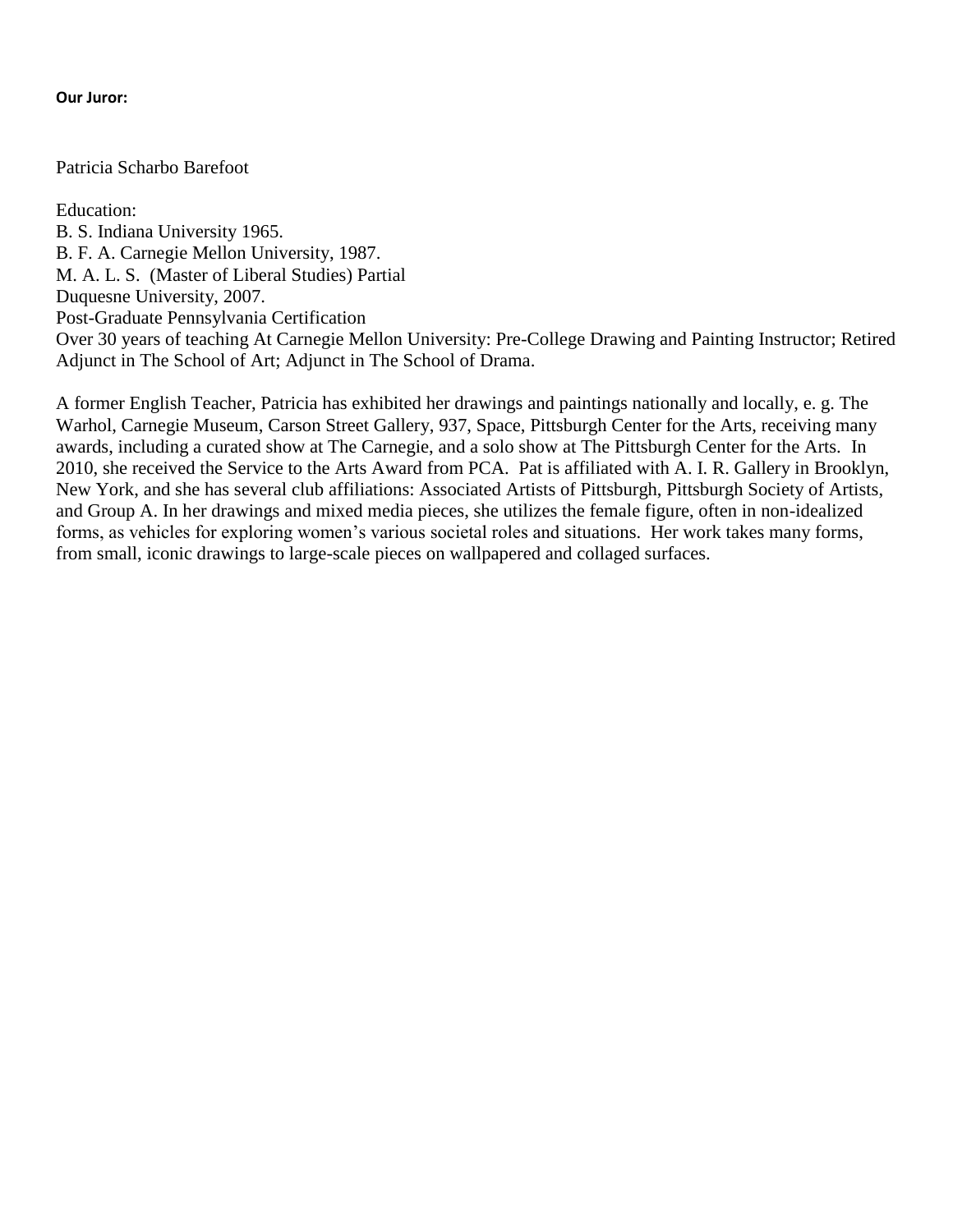**Our Juror:**

Patricia Scharbo Barefoot

Education:
B. S. Indiana University 1965.
B. F. A. Carnegie Mellon University, 1987.
M. A. L. S. (Master of Liberal Studies) Partial
Duquesne University, 2007.
Post-Graduate Pennsylvania Certification
Over 30 years of teaching At Carnegie Mellon University: Pre-College Drawing and Painting Instructor; Retired Adjunct in The School of Art; Adjunct in The School of Drama.

A former English Teacher, Patricia has exhibited her drawings and paintings nationally and locally, e. g. The Warhol, Carnegie Museum, Carson Street Gallery, 937, Space, Pittsburgh Center for the Arts, receiving many awards, including a curated show at The Carnegie, and a solo show at The Pittsburgh Center for the Arts. In 2010, she received the Service to the Arts Award from PCA. Pat is affiliated with A. I. R. Gallery in Brooklyn, New York, and she has several club affiliations: Associated Artists of Pittsburgh, Pittsburgh Society of Artists, and Group A. In her drawings and mixed media pieces, she utilizes the female figure, often in non-idealized forms, as vehicles for exploring women's various societal roles and situations. Her work takes many forms, from small, iconic drawings to large-scale pieces on wallpapered and collaged surfaces.